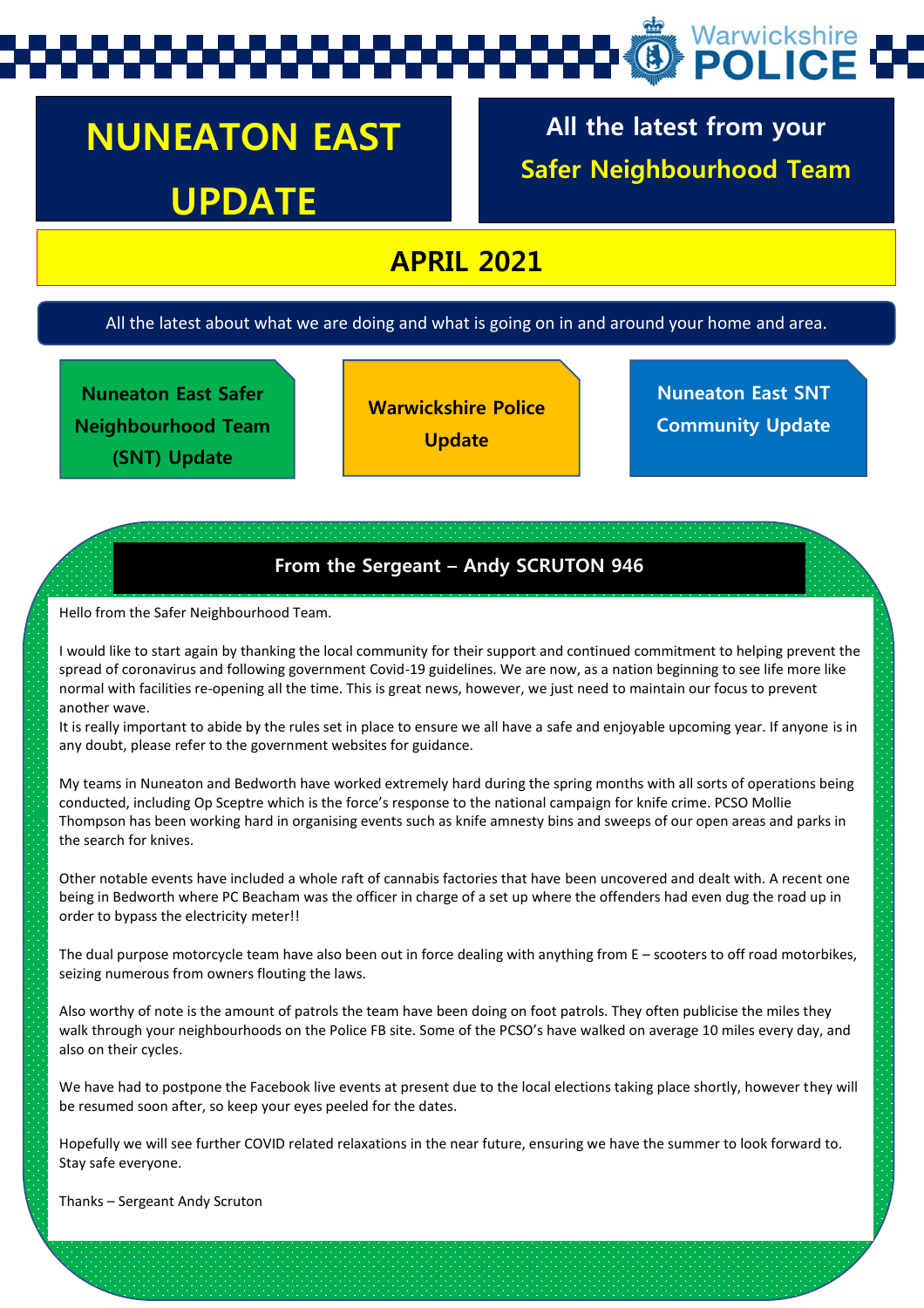Warwickshire POLICE

# NUNEATON EAST UPDATE

All the latest from your **Safer Neighbourhood Team**

## APRIL 2021

All the latest about what we are doing and what is going on in and around your home and area.

**Nuneaton East Safer Neighbourhood Team (SNT) Update**

**Warwickshire Police Update**

**Nuneaton East SNT Community Update**

### From the Sergeant – Andy SCRUTON 946

Hello from the Safer Neighbourhood Team.

I would like to start again by thanking the local community for their support and continued commitment to helping prevent the spread of coronavirus and following government Covid-19 guidelines. We are now, as a nation beginning to see life more like normal with facilities re-opening all the time. This is great news, however, we just need to maintain our focus to prevent another wave.
It is really important to abide by the rules set in place to ensure we all have a safe and enjoyable upcoming year. If anyone is in any doubt, please refer to the government websites for guidance.

My teams in Nuneaton and Bedworth have worked extremely hard during the spring months with all sorts of operations being conducted, including Op Sceptre which is the force's response to the national campaign for knife crime. PCSO Mollie Thompson has been working hard in organising events such as knife amnesty bins and sweeps of our open areas and parks in the search for knives.

Other notable events have included a whole raft of cannabis factories that have been uncovered and dealt with. A recent one being in Bedworth where PC Beacham was the officer in charge of a set up where the offenders had even dug the road up in order to bypass the electricity meter!!

The dual purpose motorcycle team have also been out in force dealing with anything from E – scooters to off road motorbikes, seizing numerous from owners flouting the laws.

Also worthy of note is the amount of patrols the team have been doing on foot patrols. They often publicise the miles they walk through your neighbourhoods on the Police FB site. Some of the PCSO's have walked on average 10 miles every day, and also on their cycles.

We have had to postpone the Facebook live events at present due to the local elections taking place shortly, however they will be resumed soon after, so keep your eyes peeled for the dates.

Hopefully we will see further COVID related relaxations in the near future, ensuring we have the summer to look forward to. Stay safe everyone.

Thanks – Sergeant Andy Scruton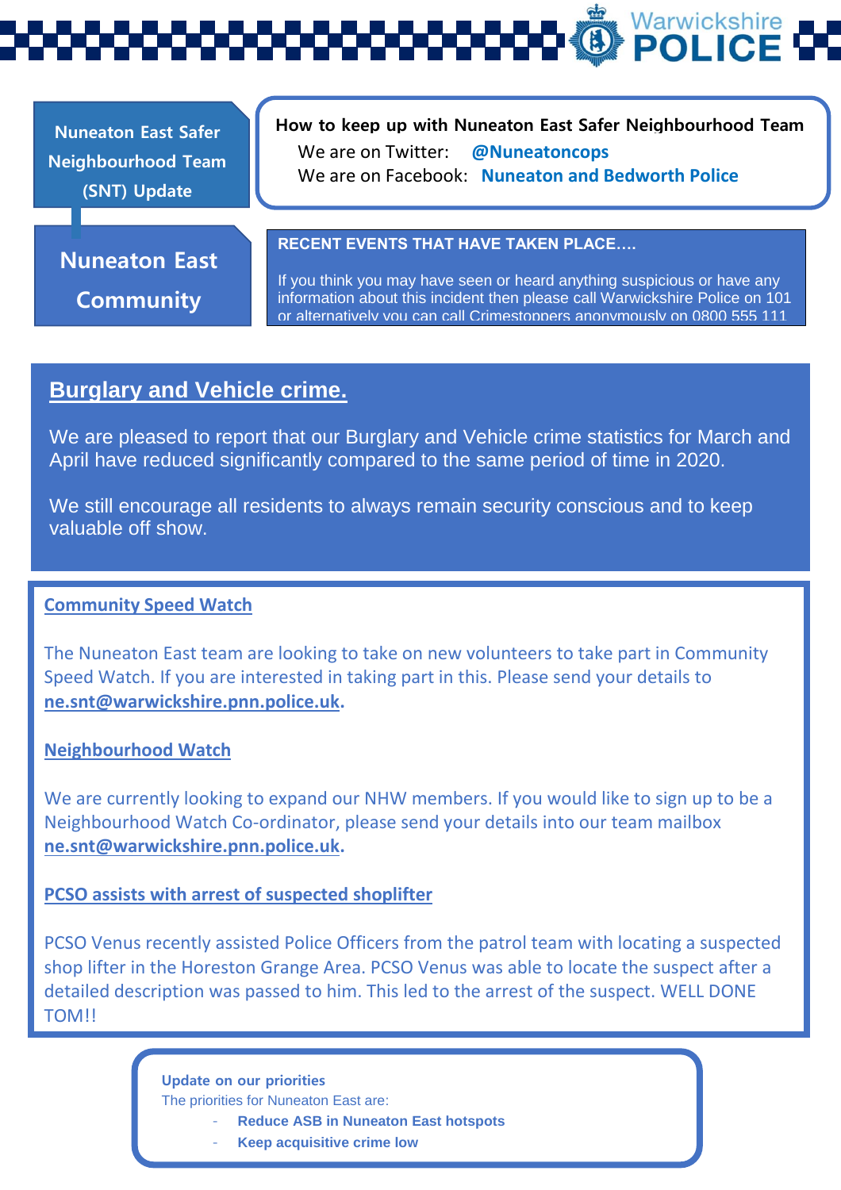Warwickshire POLICE

**Nuneaton East Safer Neighbourhood Team (SNT) Update**

**How to keep up with Nuneaton East Safer Neighbourhood Team**

We are on Twitter: **@Nuneatoncops**

We are on Facebook: **Nuneaton and Bedworth Police**

## Nuneaton East Community

**RECENT EVENTS THAT HAVE TAKEN PLACE….**

If you think you may have seen or heard anything suspicious or have any information about this incident then please call Warwickshire Police on 101 or alternatively you can call Crimestoppers anonymously on 0800 555 111

## Burglary and Vehicle crime.

We are pleased to report that our Burglary and Vehicle crime statistics for March and April have reduced significantly compared to the same period of time in 2020.

We still encourage all residents to always remain security conscious and to keep valuable off show.

### Community Speed Watch

The Nuneaton East team are looking to take on new volunteers to take part in Community Speed Watch. If you are interested in taking part in this. Please send your details to **ne.snt@warwickshire.pnn.police.uk**.

### Neighbourhood Watch

We are currently looking to expand our NHW members. If you would like to sign up to be a Neighbourhood Watch Co-ordinator, please send your details into our team mailbox **ne.snt@warwickshire.pnn.police.uk**.

### PCSO assists with arrest of suspected shoplifter

PCSO Venus recently assisted Police Officers from the patrol team with locating a suspected shop lifter in the Horeston Grange Area. PCSO Venus was able to locate the suspect after a detailed description was passed to him. This led to the arrest of the suspect. WELL DONE TOM!!

**Update on our priorities**

The priorities for Nuneaton East are:

- **Reduce ASB in Nuneaton East hotspots**
- **Keep acquisitive crime low**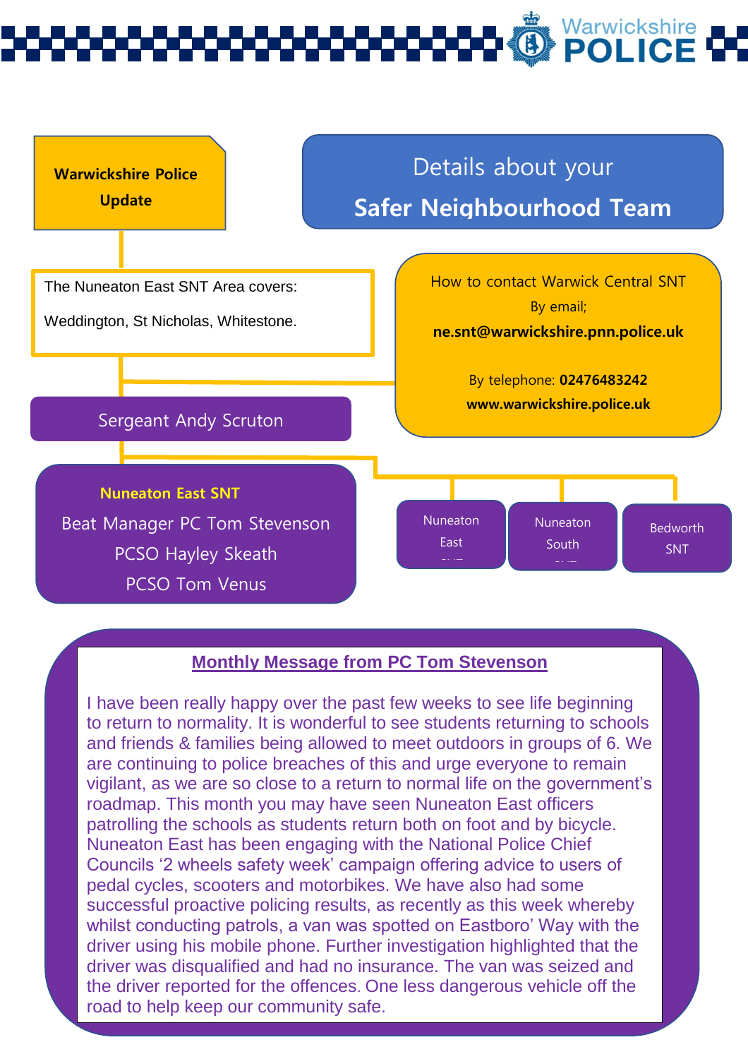Warwickshire POLICE

**Warwickshire Police Update**

# Details about your Safer Neighbourhood Team

The Nuneaton East SNT Area covers:

Weddington, St Nicholas, Whitestone.

How to contact Warwick Central SNT

By email;

**ne.snt@warwickshire.pnn.police.uk**

By telephone: **02476483242**

**www.warwickshire.police.uk**

Sergeant Andy Scruton

**Nuneaton East SNT**

Beat Manager PC Tom Stevenson

PCSO Hayley Skeath

PCSO Tom Venus

Nuneaton East SNT

Nuneaton South SNT

Bedworth SNT

## Monthly Message from PC Tom Stevenson

I have been really happy over the past few weeks to see life beginning to return to normality. It is wonderful to see students returning to schools and friends & families being allowed to meet outdoors in groups of 6. We are continuing to police breaches of this and urge everyone to remain vigilant, as we are so close to a return to normal life on the government's roadmap. This month you may have seen Nuneaton East officers patrolling the schools as students return both on foot and by bicycle. Nuneaton East has been engaging with the National Police Chief Councils '2 wheels safety week' campaign offering advice to users of pedal cycles, scooters and motorbikes. We have also had some successful proactive policing results, as recently as this week whereby whilst conducting patrols, a van was spotted on Eastboro' Way with the driver using his mobile phone. Further investigation highlighted that the driver was disqualified and had no insurance. The van was seized and the driver reported for the offences. One less dangerous vehicle off the road to help keep our community safe.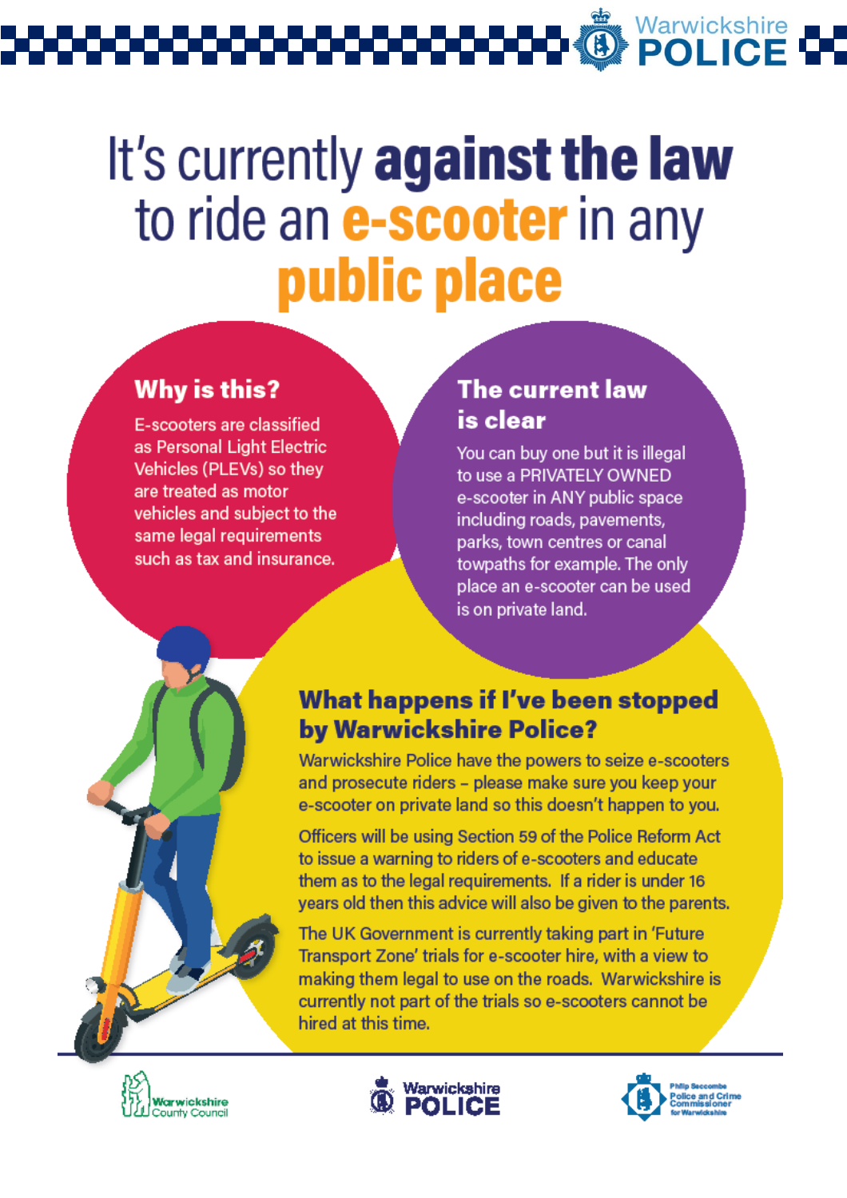# It's currently against the law to ride an e-scooter in any public place

## Why is this?

E-scooters are classified as Personal Light Electric Vehicles (PLEVs) so they are treated as motor vehicles and subject to the same legal requirements such as tax and insurance.

## The current law is clear

You can buy one but it is illegal to use a PRIVATELY OWNED e-scooter in ANY public space including roads, pavements, parks, town centres or canal towpaths for example. The only place an e-scooter can be used is on private land.

## What happens if I've been stopped by Warwickshire Police?

Warwickshire Police have the powers to seize e-scooters and prosecute riders – please make sure you keep your e-scooter on private land so this doesn't happen to you.

Officers will be using Section 59 of the Police Reform Act to issue a warning to riders of e-scooters and educate them as to the legal requirements. If a rider is under 16 years old then this advice will also be given to the parents.

The UK Government is currently taking part in 'Future Transport Zone' trials for e-scooter hire, with a view to making them legal to use on the roads. Warwickshire is currently not part of the trials so e-scooters cannot be hired at this time.

Warwickshire County Council

Warwickshire Police

Philip Seccombe Police and Crime Commissioner for Warwickshire